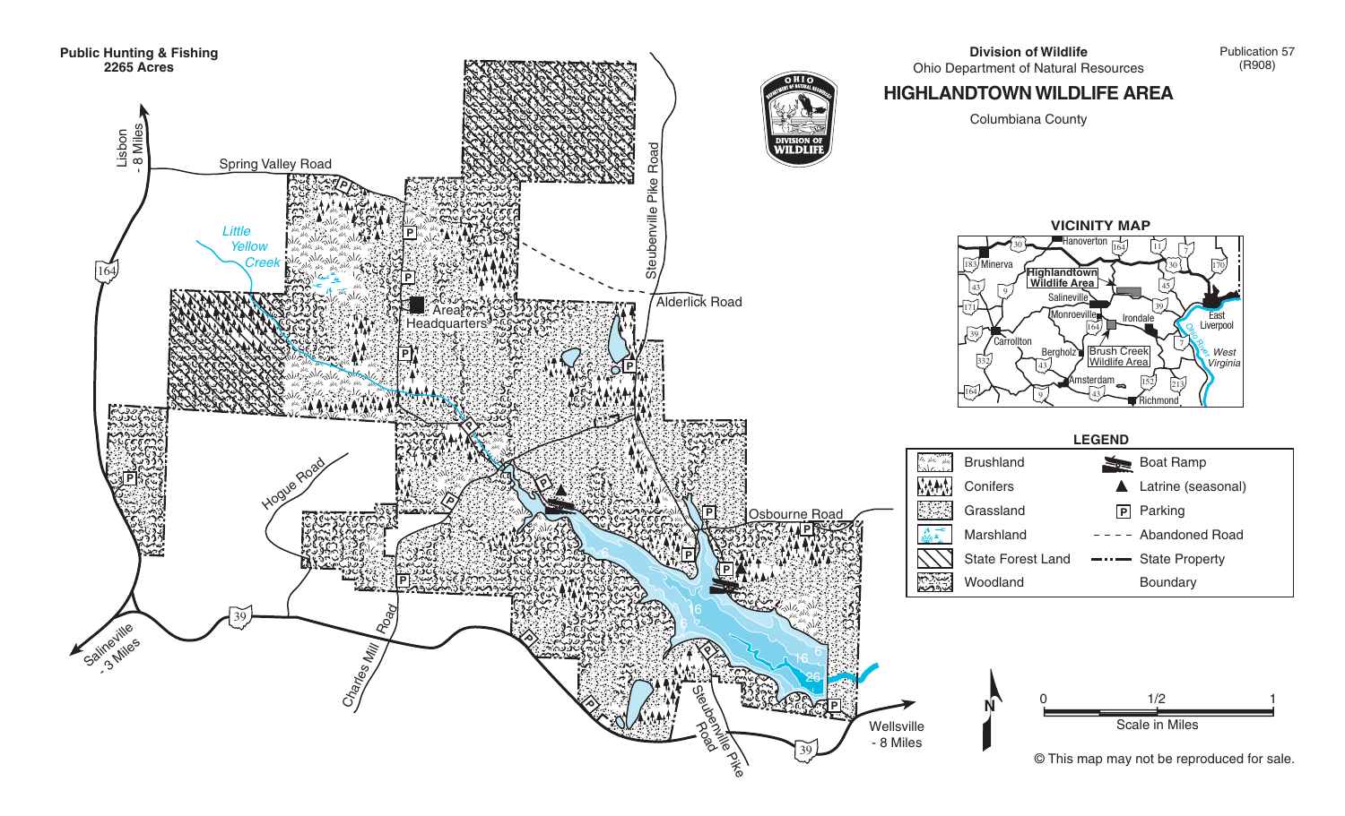Public Hunting & Fishing
2265 Acres

Division of Wildlife
Ohio Department of Natural Resources

Publication 57
(R908)

# HIGHLANDTOWN WILDLIFE AREA

Columbiana County

Spring Valley Road

Lisbon - 8 Miles

Little Yellow Creek

Area Headquarters

Steubenville Pike Road

Alderlick Road

Hogue Road

Osbourne Road

Charles Mill Road

Saineville - 3 Miles

Steubenville Pike Road

Wellsville - 8 Miles

## VICINITY MAP

Hanoverton, Minerva, Highlandtown Wildlife Area, Salineville, Monroeville, Irondale, East Liverpool, Carrollton, Bergholz, Brush Creek Wildlife Area, West Virginia, Ohio River, Amsterdam, Richmond

## LEGEND

| | |
|---|---|
| Brushland | Boat Ramp |
| Conifers | Latrine (seasonal) |
| Grassland | Parking |
| Marshland | Abandoned Road |
| State Forest Land | State Property Boundary |
| Woodland | |

0 — 1/2 — 1
Scale in Miles

© This map may not be reproduced for sale.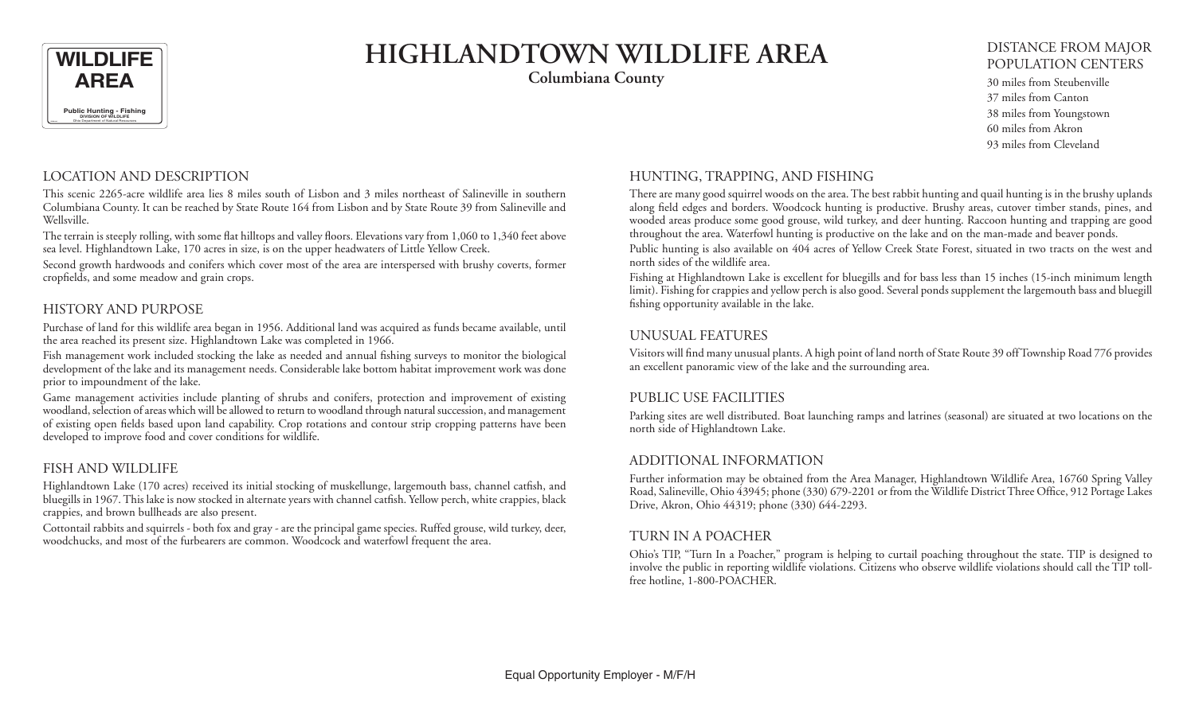WILDLIFE AREA

Public Hunting - Fishing
DIVISION OF WILDLIFE
Ohio Department of Natural Resources

# HIGHLANDTOWN WILDLIFE AREA

**Columbiana County**

## DISTANCE FROM MAJOR POPULATION CENTERS

30 miles from Steubenville
37 miles from Canton
38 miles from Youngstown
60 miles from Akron
93 miles from Cleveland

## LOCATION AND DESCRIPTION

This scenic 2265-acre wildlife area lies 8 miles south of Lisbon and 3 miles northeast of Salineville in southern Columbiana County. It can be reached by State Route 164 from Lisbon and by State Route 39 from Salineville and Wellsville.

The terrain is steeply rolling, with some flat hilltops and valley floors. Elevations vary from 1,060 to 1,340 feet above sea level. Highlandtown Lake, 170 acres in size, is on the upper headwaters of Little Yellow Creek.

Second growth hardwoods and conifers which cover most of the area are interspersed with brushy coverts, former cropfields, and some meadow and grain crops.

## HISTORY AND PURPOSE

Purchase of land for this wildlife area began in 1956. Additional land was acquired as funds became available, until the area reached its present size. Highlandtown Lake was completed in 1966.

Fish management work included stocking the lake as needed and annual fishing surveys to monitor the biological development of the lake and its management needs. Considerable lake bottom habitat improvement work was done prior to impoundment of the lake.

Game management activities include planting of shrubs and conifers, protection and improvement of existing woodland, selection of areas which will be allowed to return to woodland through natural succession, and management of existing open fields based upon land capability. Crop rotations and contour strip cropping patterns have been developed to improve food and cover conditions for wildlife.

## FISH AND WILDLIFE

Highlandtown Lake (170 acres) received its initial stocking of muskellunge, largemouth bass, channel catfish, and bluegills in 1967. This lake is now stocked in alternate years with channel catfish. Yellow perch, white crappies, black crappies, and brown bullheads are also present.

Cottontail rabbits and squirrels - both fox and gray - are the principal game species. Ruffed grouse, wild turkey, deer, woodchucks, and most of the furbearers are common. Woodcock and waterfowl frequent the area.

## HUNTING, TRAPPING, AND FISHING

There are many good squirrel woods on the area. The best rabbit hunting and quail hunting is in the brushy uplands along field edges and borders. Woodcock hunting is productive. Brushy areas, cutover timber stands, pines, and wooded areas produce some good grouse, wild turkey, and deer hunting. Raccoon hunting and trapping are good throughout the area. Waterfowl hunting is productive on the lake and on the man-made and beaver ponds.

Public hunting is also available on 404 acres of Yellow Creek State Forest, situated in two tracts on the west and north sides of the wildlife area.

Fishing at Highlandtown Lake is excellent for bluegills and for bass less than 15 inches (15-inch minimum length limit). Fishing for crappies and yellow perch is also good. Several ponds supplement the largemouth bass and bluegill fishing opportunity available in the lake.

## UNUSUAL FEATURES

Visitors will find many unusual plants. A high point of land north of State Route 39 off Township Road 776 provides an excellent panoramic view of the lake and the surrounding area.

## PUBLIC USE FACILITIES

Parking sites are well distributed. Boat launching ramps and latrines (seasonal) are situated at two locations on the north side of Highlandtown Lake.

## ADDITIONAL INFORMATION

Further information may be obtained from the Area Manager, Highlandtown Wildlife Area, 16760 Spring Valley Road, Salineville, Ohio 43945; phone (330) 679-2201 or from the Wildlife District Three Office, 912 Portage Lakes Drive, Akron, Ohio 44319; phone (330) 644-2293.

## TURN IN A POACHER

Ohio's TIP, "Turn In a Poacher," program is helping to curtail poaching throughout the state. TIP is designed to involve the public in reporting wildlife violations. Citizens who observe wildlife violations should call the TIP toll-free hotline, 1-800-POACHER.

Equal Opportunity Employer - M/F/H